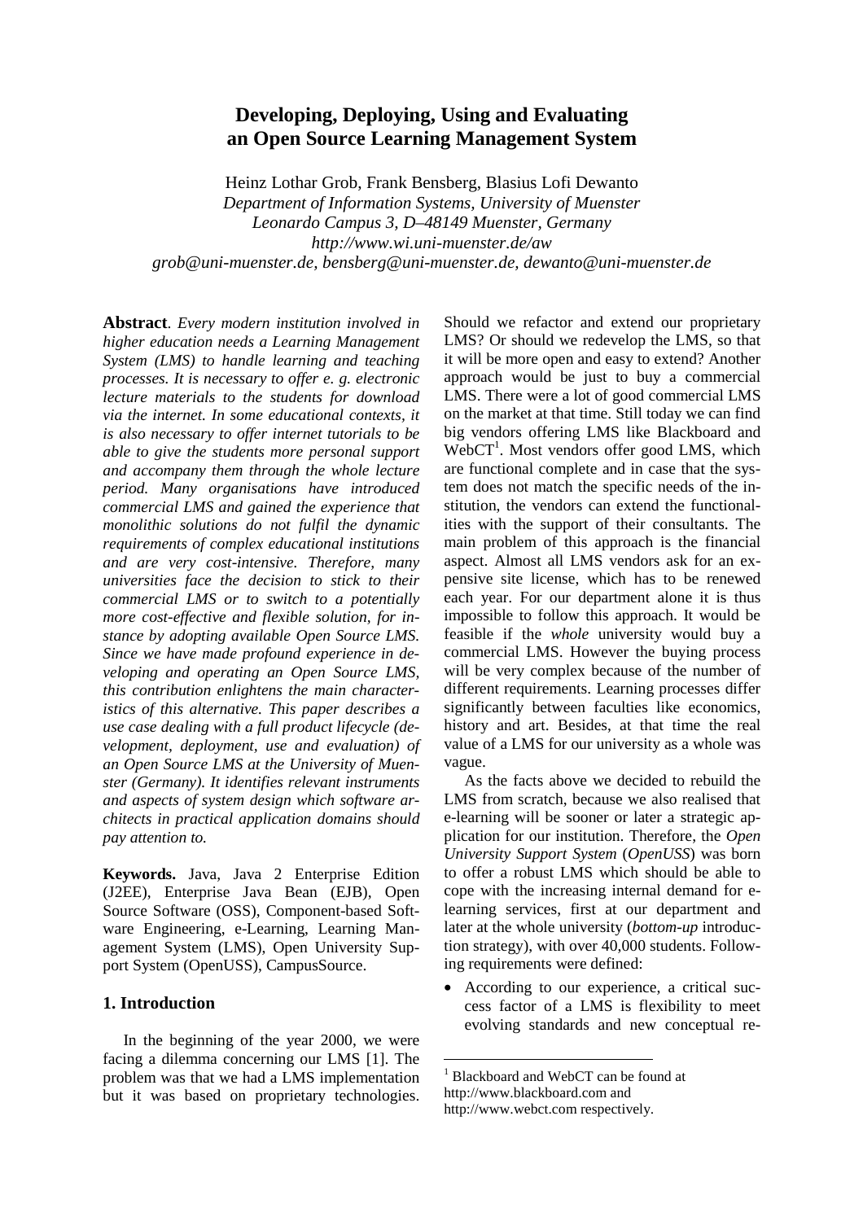# Developing, Deploying, Using and Evaluating an Open Source Learning Management System

Heinz Lothar Grob, Frank Bensberg, Blasius Lofi Dewanto  
*Department of Information Systems, University of Muenster*  
*Leonardo Campus 3, D–48149 Muenster, Germany*  
*http://www.wi.uni-muenster.de/aw*  
*grob@uni-muenster.de, bensberg@uni-muenster.de, dewanto@uni-muenster.de*

**Abstract**. *Every modern institution involved in higher education needs a Learning Management System (LMS) to handle learning and teaching processes. It is necessary to offer e. g. electronic lecture materials to the students for download via the internet. In some educational contexts, it is also necessary to offer internet tutorials to be able to give the students more personal support and accompany them through the whole lecture period. Many organisations have introduced commercial LMS and gained the experience that monolithic solutions do not fulfil the dynamic requirements of complex educational institutions and are very cost-intensive. Therefore, many universities face the decision to stick to their commercial LMS or to switch to a potentially more cost-effective and flexible solution, for instance by adopting available Open Source LMS. Since we have made profound experience in developing and operating an Open Source LMS, this contribution enlightens the main characteristics of this alternative. This paper describes a use case dealing with a full product lifecycle (development, deployment, use and evaluation) of an Open Source LMS at the University of Muenster (Germany). It identifies relevant instruments and aspects of system design which software architects in practical application domains should pay attention to.*

**Keywords.** Java, Java 2 Enterprise Edition (J2EE), Enterprise Java Bean (EJB), Open Source Software (OSS), Component-based Software Engineering, e-Learning, Learning Management System (LMS), Open University Support System (OpenUSS), CampusSource.

## 1. Introduction

In the beginning of the year 2000, we were facing a dilemma concerning our LMS [1]. The problem was that we had a LMS implementation but it was based on proprietary technologies. Should we refactor and extend our proprietary LMS? Or should we redevelop the LMS, so that it will be more open and easy to extend? Another approach would be just to buy a commercial LMS. There were a lot of good commercial LMS on the market at that time. Still today we can find big vendors offering LMS like Blackboard and WebCT[1]. Most vendors offer good LMS, which are functional complete and in case that the system does not match the specific needs of the institution, the vendors can extend the functionalities with the support of their consultants. The main problem of this approach is the financial aspect. Almost all LMS vendors ask for an expensive site license, which has to be renewed each year. For our department alone it is thus impossible to follow this approach. It would be feasible if the *whole* university would buy a commercial LMS. However the buying process will be very complex because of the number of different requirements. Learning processes differ significantly between faculties like economics, history and art. Besides, at that time the real value of a LMS for our university as a whole was vague.

As the facts above we decided to rebuild the LMS from scratch, because we also realised that e-learning will be sooner or later a strategic application for our institution. Therefore, the *Open University Support System* (*OpenUSS*) was born to offer a robust LMS which should be able to cope with the increasing internal demand for e-learning services, first at our department and later at the whole university (*bottom-up* introduction strategy), with over 40,000 students. Following requirements were defined:

- According to our experience, a critical success factor of a LMS is flexibility to meet evolving standards and new conceptual re-

[1] Blackboard and WebCT can be found at http://www.blackboard.com and http://www.webct.com respectively.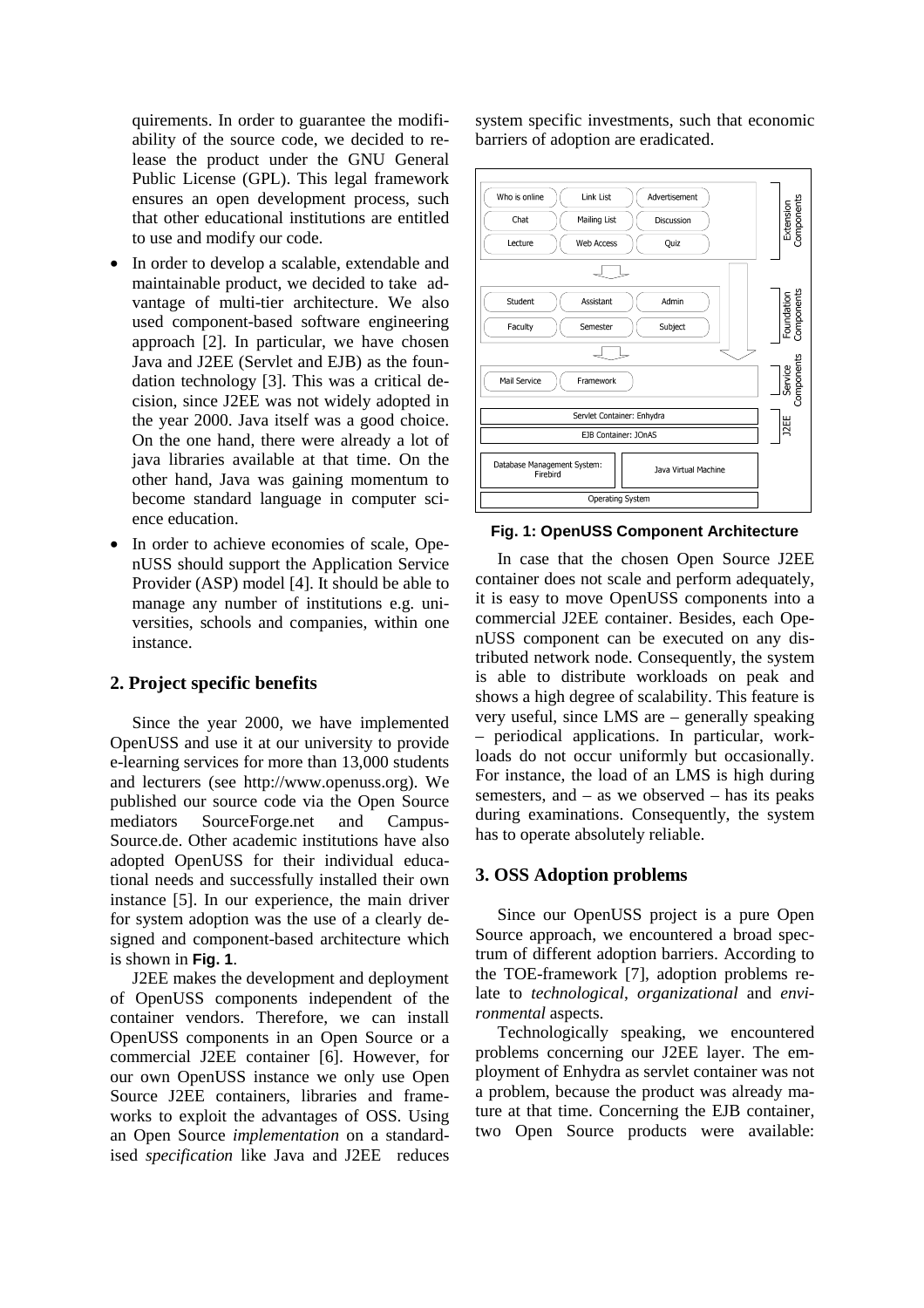quirements. In order to guarantee the modifiability of the source code, we decided to release the product under the GNU General Public License (GPL). This legal framework ensures an open development process, such that other educational institutions are entitled to use and modify our code.

- In order to develop a scalable, extendable and maintainable product, we decided to take advantage of multi-tier architecture. We also used component-based software engineering approach [2]. In particular, we have chosen Java and J2EE (Servlet and EJB) as the foundation technology [3]. This was a critical decision, since J2EE was not widely adopted in the year 2000. Java itself was a good choice. On the one hand, there were already a lot of java libraries available at that time. On the other hand, Java was gaining momentum to become standard language in computer science education.
- In order to achieve economies of scale, OpenUSS should support the Application Service Provider (ASP) model [4]. It should be able to manage any number of institutions e.g. universities, schools and companies, within one instance.

## 2. Project specific benefits

Since the year 2000, we have implemented OpenUSS and use it at our university to provide e-learning services for more than 13,000 students and lecturers (see http://www.openuss.org). We published our source code via the Open Source mediators SourceForge.net and Campus-Source.de. Other academic institutions have also adopted OpenUSS for their individual educational needs and successfully installed their own instance [5]. In our experience, the main driver for system adoption was the use of a clearly designed and component-based architecture which is shown in **Fig. 1**.

J2EE makes the development and deployment of OpenUSS components independent of the container vendors. Therefore, we can install OpenUSS components in an Open Source or a commercial J2EE container [6]. However, for our own OpenUSS instance we only use Open Source J2EE containers, libraries and frameworks to exploit the advantages of OSS. Using an Open Source *implementation* on a standardised *specification* like Java and J2EE reduces system specific investments, such that economic barriers of adoption are eradicated.

| Who is online | Link List | Advertisement | Extension Components |
|---|---|---|---|
| Chat | Mailing List | Discussion | |
| Lecture | Web Access | Quiz | |
| Student | Assistant | Admin | Foundation Components |
| Faculty | Semester | Subject | |
| Mail Service | Framework | | Service Components |
| Servlet Container: Enhydra | | | J2EE |
| EJB Container: JOnAS | | | |
| Database Management System: Firebird | Java Virtual Machine | | |
| Operating System | | | |

**Fig. 1: OpenUSS Component Architecture**

In case that the chosen Open Source J2EE container does not scale and perform adequately, it is easy to move OpenUSS components into a commercial J2EE container. Besides, each OpenUSS component can be executed on any distributed network node. Consequently, the system is able to distribute workloads on peak and shows a high degree of scalability. This feature is very useful, since LMS are – generally speaking – periodical applications. In particular, workloads do not occur uniformly but occasionally. For instance, the load of an LMS is high during semesters, and – as we observed – has its peaks during examinations. Consequently, the system has to operate absolutely reliable.

## 3. OSS Adoption problems

Since our OpenUSS project is a pure Open Source approach, we encountered a broad spectrum of different adoption barriers. According to the TOE-framework [7], adoption problems relate to *technological*, *organizational* and *environmental* aspects.

Technologically speaking, we encountered problems concerning our J2EE layer. The employment of Enhydra as servlet container was not a problem, because the product was already mature at that time. Concerning the EJB container, two Open Source products were available: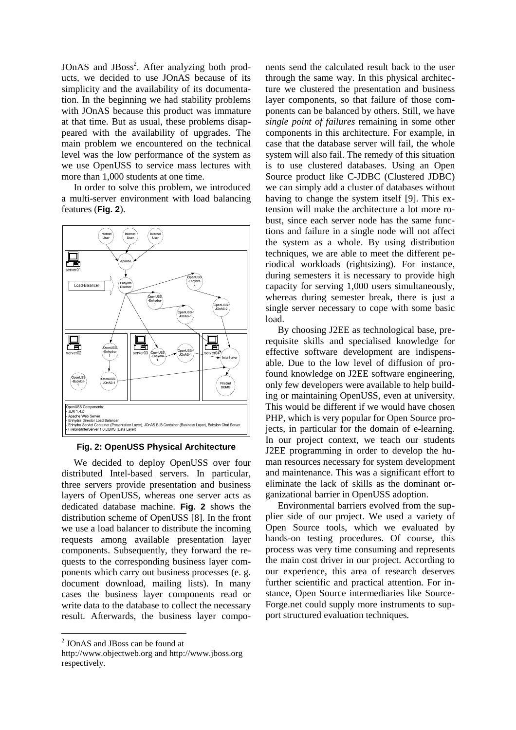JOnAS and JBoss[2]. After analyzing both products, we decided to use JOnAS because of its simplicity and the availability of its documentation. In the beginning we had stability problems with JOnAS because this product was immature at that time. But as usual, these problems disappeared with the availability of upgrades. The main problem we encountered on the technical level was the low performance of the system as we use OpenUSS to service mass lectures with more than 1,000 students at one time.

In order to solve this problem, we introduced a multi-server environment with load balancing features (**Fig. 2**).

**Fig. 2: OpenUSS Physical Architecture**

We decided to deploy OpenUSS over four distributed Intel-based servers. In particular, three servers provide presentation and business layers of OpenUSS, whereas one server acts as dedicated database machine. **Fig. 2** shows the distribution scheme of OpenUSS [8]. In the front we use a load balancer to distribute the incoming requests among available presentation layer components. Subsequently, they forward the requests to the corresponding business layer components which carry out business processes (e. g. document download, mailing lists). In many cases the business layer components read or write data to the database to collect the necessary result. Afterwards, the business layer components send the calculated result back to the user through the same way. In this physical architecture we clustered the presentation and business layer components, so that failure of those components can be balanced by others. Still, we have *single point of failures* remaining in some other components in this architecture. For example, in case that the database server will fail, the whole system will also fail. The remedy of this situation is to use clustered databases. Using an Open Source product like C-JDBC (Clustered JDBC) we can simply add a cluster of databases without having to change the system itself [9]. This extension will make the architecture a lot more robust, since each server node has the same functions and failure in a single node will not affect the system as a whole. By using distribution techniques, we are able to meet the different periodical workloads (rightsizing). For instance, during semesters it is necessary to provide high capacity for serving 1,000 users simultaneously, whereas during semester break, there is just a single server necessary to cope with some basic load.

By choosing J2EE as technological base, prerequisite skills and specialised knowledge for effective software development are indispensable. Due to the low level of diffusion of profound knowledge on J2EE software engineering, only few developers were available to help building or maintaining OpenUSS, even at university. This would be different if we would have chosen PHP, which is very popular for Open Source projects, in particular for the domain of e-learning. In our project context, we teach our students J2EE programming in order to develop the human resources necessary for system development and maintenance. This was a significant effort to eliminate the lack of skills as the dominant organizational barrier in OpenUSS adoption.

Environmental barriers evolved from the supplier side of our project. We used a variety of Open Source tools, which we evaluated by hands-on testing procedures. Of course, this process was very time consuming and represents the main cost driver in our project. According to our experience, this area of research deserves further scientific and practical attention. For instance, Open Source intermediaries like SourceForge.net could supply more instruments to support structured evaluation techniques.

[2] JOnAS and JBoss can be found at http://www.objectweb.org and http://www.jboss.org respectively.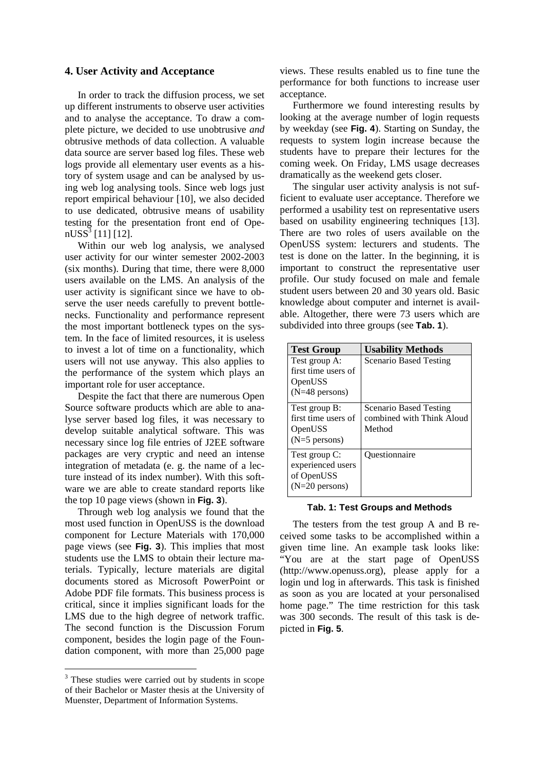## 4. User Activity and Acceptance

In order to track the diffusion process, we set up different instruments to observe user activities and to analyse the acceptance. To draw a complete picture, we decided to use unobtrusive *and* obtrusive methods of data collection. A valuable data source are server based log files. These web logs provide all elementary user events as a history of system usage and can be analysed by using web log analysing tools. Since web logs just report empirical behaviour [10], we also decided to use dedicated, obtrusive means of usability testing for the presentation front end of OpenUSS[3] [11] [12].

Within our web log analysis, we analysed user activity for our winter semester 2002-2003 (six months). During that time, there were 8,000 users available on the LMS. An analysis of the user activity is significant since we have to observe the user needs carefully to prevent bottlenecks. Functionality and performance represent the most important bottleneck types on the system. In the face of limited resources, it is useless to invest a lot of time on a functionality, which users will not use anyway. This also applies to the performance of the system which plays an important role for user acceptance.

Despite the fact that there are numerous Open Source software products which are able to analyse server based log files, it was necessary to develop suitable analytical software. This was necessary since log file entries of J2EE software packages are very cryptic and need an intense integration of metadata (e. g. the name of a lecture instead of its index number). With this software we are able to create standard reports like the top 10 page views (shown in **Fig. 3**).

Through web log analysis we found that the most used function in OpenUSS is the download component for Lecture Materials with 170,000 page views (see **Fig. 3**). This implies that most students use the LMS to obtain their lecture materials. Typically, lecture materials are digital documents stored as Microsoft PowerPoint or Adobe PDF file formats. This business process is critical, since it implies significant loads for the LMS due to the high degree of network traffic. The second function is the Discussion Forum component, besides the login page of the Foundation component, with more than 25,000 page views. These results enabled us to fine tune the performance for both functions to increase user acceptance.

Furthermore we found interesting results by looking at the average number of login requests by weekday (see **Fig. 4**). Starting on Sunday, the requests to system login increase because the students have to prepare their lectures for the coming week. On Friday, LMS usage decreases dramatically as the weekend gets closer.

The singular user activity analysis is not sufficient to evaluate user acceptance. Therefore we performed a usability test on representative users based on usability engineering techniques [13]. There are two roles of users available on the OpenUSS system: lecturers and students. The test is done on the latter. In the beginning, it is important to construct the representative user profile. Our study focused on male and female student users between 20 and 30 years old. Basic knowledge about computer and internet is available. Altogether, there were 73 users which are subdivided into three groups (see **Tab. 1**).

| Test Group | Usability Methods |
|---|---|
| Test group A: first time users of OpenUSS (N=48 persons) | Scenario Based Testing |
| Test group B: first time users of OpenUSS (N=5 persons) | Scenario Based Testing combined with Think Aloud Method |
| Test group C: experienced users of OpenUSS (N=20 persons) | Questionnaire |

**Tab. 1: Test Groups and Methods**

The testers from the test group A and B received some tasks to be accomplished within a given time line. An example task looks like: "You are at the start page of OpenUSS (http://www.openuss.org), please apply for a login und log in afterwards. This task is finished as soon as you are located at your personalised home page." The time restriction for this task was 300 seconds. The result of this task is depicted in **Fig. 5**.

[3] These studies were carried out by students in scope of their Bachelor or Master thesis at the University of Muenster, Department of Information Systems.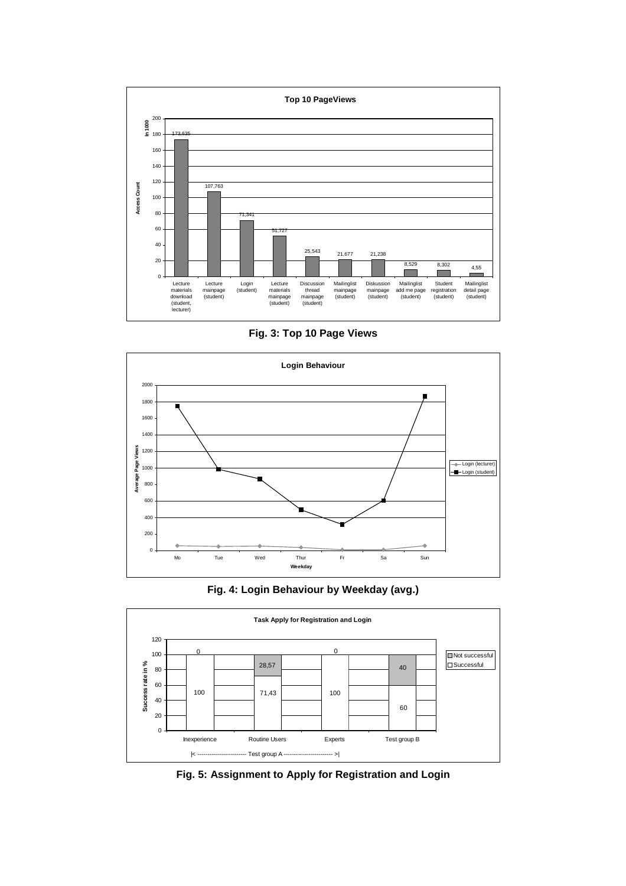**Fig. 3: Top 10 Page Views**

**Fig. 4: Login Behaviour by Weekday (avg.)**

**Fig. 5: Assignment to Apply for Registration and Login**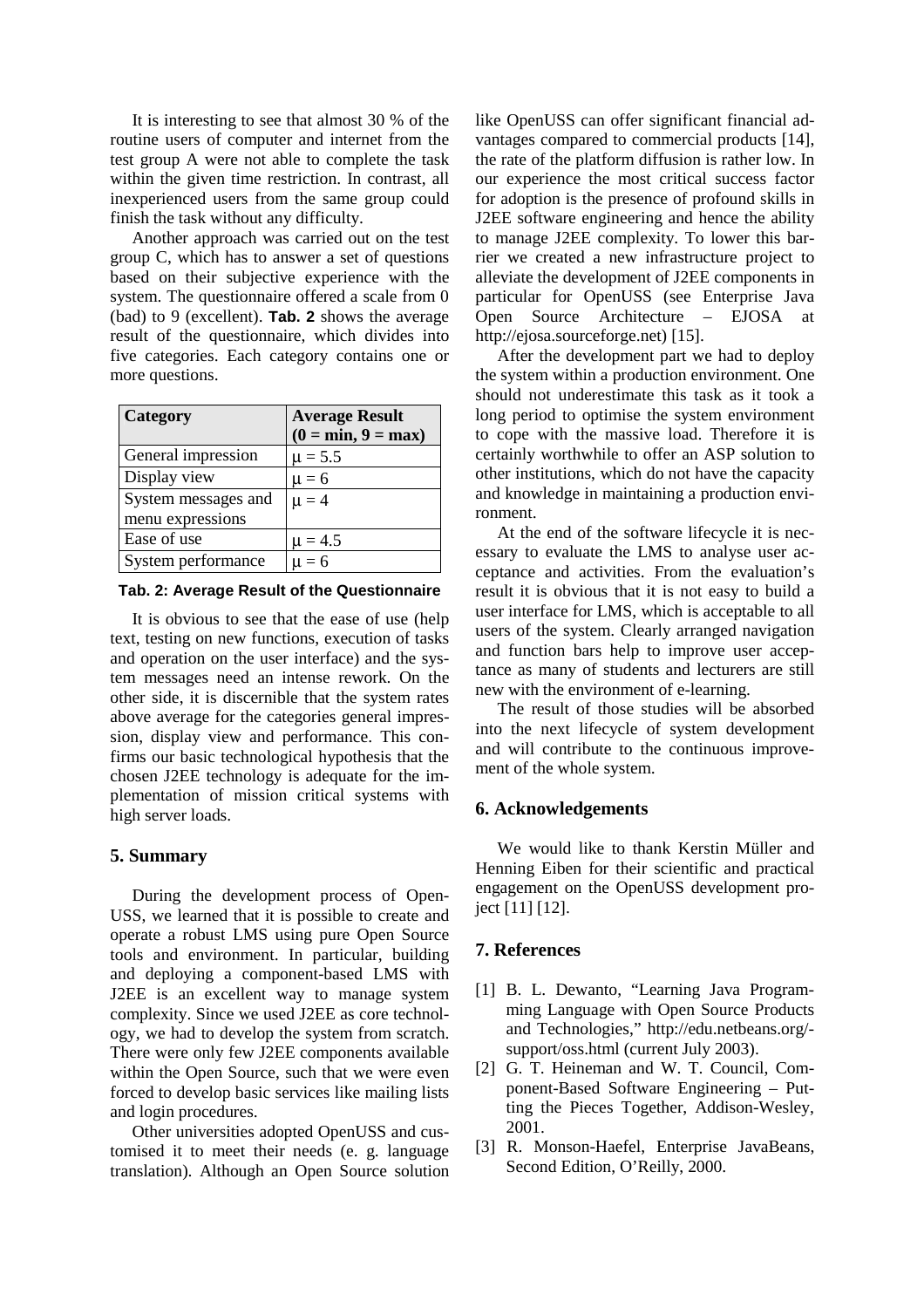It is interesting to see that almost 30 % of the routine users of computer and internet from the test group A were not able to complete the task within the given time restriction. In contrast, all inexperienced users from the same group could finish the task without any difficulty.

Another approach was carried out on the test group C, which has to answer a set of questions based on their subjective experience with the system. The questionnaire offered a scale from 0 (bad) to 9 (excellent). **Tab. 2** shows the average result of the questionnaire, which divides into five categories. Each category contains one or more questions.

| Category | Average Result (0 = min, 9 = max) |
|---|---|
| General impression | $\mu = 5.5$ |
| Display view | $\mu = 6$ |
| System messages and menu expressions | $\mu = 4$ |
| Ease of use | $\mu = 4.5$ |
| System performance | $\mu = 6$ |

**Tab. 2: Average Result of the Questionnaire**

It is obvious to see that the ease of use (help text, testing on new functions, execution of tasks and operation on the user interface) and the system messages need an intense rework. On the other side, it is discernible that the system rates above average for the categories general impression, display view and performance. This confirms our basic technological hypothesis that the chosen J2EE technology is adequate for the implementation of mission critical systems with high server loads.

## 5. Summary

During the development process of OpenUSS, we learned that it is possible to create and operate a robust LMS using pure Open Source tools and environment. In particular, building and deploying a component-based LMS with J2EE is an excellent way to manage system complexity. Since we used J2EE as core technology, we had to develop the system from scratch. There were only few J2EE components available within the Open Source, such that we were even forced to develop basic services like mailing lists and login procedures.

Other universities adopted OpenUSS and customised it to meet their needs (e. g. language translation). Although an Open Source solution like OpenUSS can offer significant financial advantages compared to commercial products [14], the rate of the platform diffusion is rather low. In our experience the most critical success factor for adoption is the presence of profound skills in J2EE software engineering and hence the ability to manage J2EE complexity. To lower this barrier we created a new infrastructure project to alleviate the development of J2EE components in particular for OpenUSS (see Enterprise Java Open Source Architecture – EJOSA at http://ejosa.sourceforge.net) [15].

After the development part we had to deploy the system within a production environment. One should not underestimate this task as it took a long period to optimise the system environment to cope with the massive load. Therefore it is certainly worthwhile to offer an ASP solution to other institutions, which do not have the capacity and knowledge in maintaining a production environment.

At the end of the software lifecycle it is necessary to evaluate the LMS to analyse user acceptance and activities. From the evaluation's result it is obvious that it is not easy to build a user interface for LMS, which is acceptable to all users of the system. Clearly arranged navigation and function bars help to improve user acceptance as many of students and lecturers are still new with the environment of e-learning.

The result of those studies will be absorbed into the next lifecycle of system development and will contribute to the continuous improvement of the whole system.

## 6. Acknowledgements

We would like to thank Kerstin Müller and Henning Eiben for their scientific and practical engagement on the OpenUSS development project [11] [12].

## 7. References

[1] B. L. Dewanto, "Learning Java Programming Language with Open Source Products and Technologies," http://edu.netbeans.org/-support/oss.html (current July 2003).

[2] G. T. Heineman and W. T. Council, Component-Based Software Engineering – Putting the Pieces Together, Addison-Wesley, 2001.

[3] R. Monson-Haefel, Enterprise JavaBeans, Second Edition, O'Reilly, 2000.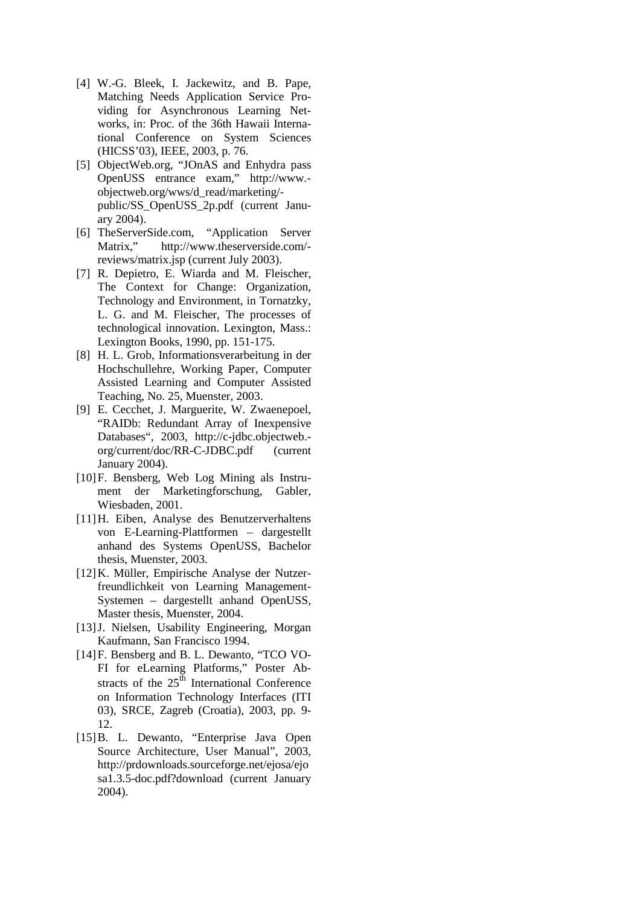[4] W.-G. Bleek, I. Jackewitz, and B. Pape, Matching Needs Application Service Providing for Asynchronous Learning Networks, in: Proc. of the 36th Hawaii International Conference on System Sciences (HICSS'03), IEEE, 2003, p. 76.

[5] ObjectWeb.org, "JOnAS and Enhydra pass OpenUSS entrance exam," http://www.objectweb.org/wws/d_read/marketing/public/SS_OpenUSS_2p.pdf (current January 2004).

[6] TheServerSide.com, "Application Server Matrix," http://www.theserverside.com/reviews/matrix.jsp (current July 2003).

[7] R. Depietro, E. Wiarda and M. Fleischer, The Context for Change: Organization, Technology and Environment, in Tornatzky, L. G. and M. Fleischer, The processes of technological innovation. Lexington, Mass.: Lexington Books, 1990, pp. 151-175.

[8] H. L. Grob, Informationsverarbeitung in der Hochschullehre, Working Paper, Computer Assisted Learning and Computer Assisted Teaching, No. 25, Muenster, 2003.

[9] E. Cecchet, J. Marguerite, W. Zwaenepoel, "RAIDb: Redundant Array of Inexpensive Databases", 2003, http://c-jdbc.objectweb.org/current/doc/RR-C-JDBC.pdf (current January 2004).

[10] F. Bensberg, Web Log Mining als Instrument der Marketingforschung, Gabler, Wiesbaden, 2001.

[11] H. Eiben, Analyse des Benutzerverhaltens von E-Learning-Plattformen – dargestellt anhand des Systems OpenUSS, Bachelor thesis, Muenster, 2003.

[12] K. Müller, Empirische Analyse der Nutzerfreundlichkeit von Learning Management-Systemen – dargestellt anhand OpenUSS, Master thesis, Muenster, 2004.

[13] J. Nielsen, Usability Engineering, Morgan Kaufmann, San Francisco 1994.

[14] F. Bensberg and B. L. Dewanto, "TCO VOFI for eLearning Platforms," Poster Abstracts of the 25th International Conference on Information Technology Interfaces (ITI 03), SRCE, Zagreb (Croatia), 2003, pp. 9-12.

[15] B. L. Dewanto, "Enterprise Java Open Source Architecture, User Manual", 2003, http://prdownloads.sourceforge.net/ejosa/ejosa1.3.5-doc.pdf?download (current January 2004).